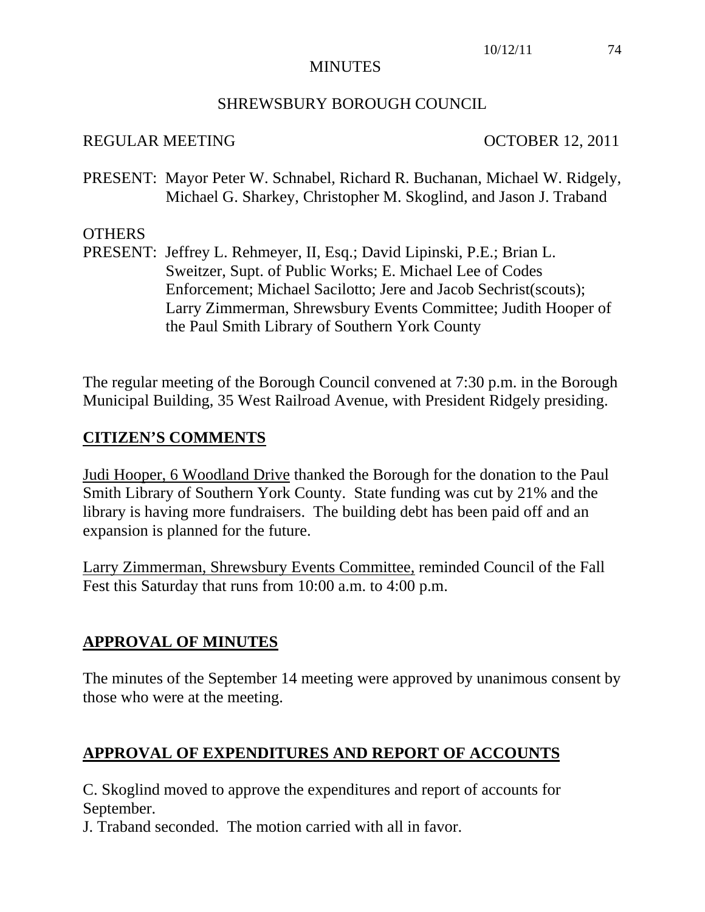# MINUTES

## SHREWSBURY BOROUGH COUNCIL

REGULAR MEETING OCTOBER 12, 2011

PRESENT: Mayor Peter W. Schnabel, Richard R. Buchanan, Michael W. Ridgely, Michael G. Sharkey, Christopher M. Skoglind, and Jason J. Traband

OTHERS
PRESENT: Jeffrey L. Rehmeyer, II, Esq.; David Lipinski, P.E.; Brian L. Sweitzer, Supt. of Public Works; E. Michael Lee of Codes Enforcement; Michael Sacilotto; Jere and Jacob Sechrist(scouts); Larry Zimmerman, Shrewsbury Events Committee; Judith Hooper of the Paul Smith Library of Southern York County

The regular meeting of the Borough Council convened at 7:30 p.m. in the Borough Municipal Building, 35 West Railroad Avenue, with President Ridgely presiding.

## CITIZEN'S COMMENTS

Judi Hooper, 6 Woodland Drive thanked the Borough for the donation to the Paul Smith Library of Southern York County. State funding was cut by 21% and the library is having more fundraisers. The building debt has been paid off and an expansion is planned for the future.

Larry Zimmerman, Shrewsbury Events Committee, reminded Council of the Fall Fest this Saturday that runs from 10:00 a.m. to 4:00 p.m.

## APPROVAL OF MINUTES

The minutes of the September 14 meeting were approved by unanimous consent by those who were at the meeting.

## APPROVAL OF EXPENDITURES AND REPORT OF ACCOUNTS

C. Skoglind moved to approve the expenditures and report of accounts for September.
J. Traband seconded. The motion carried with all in favor.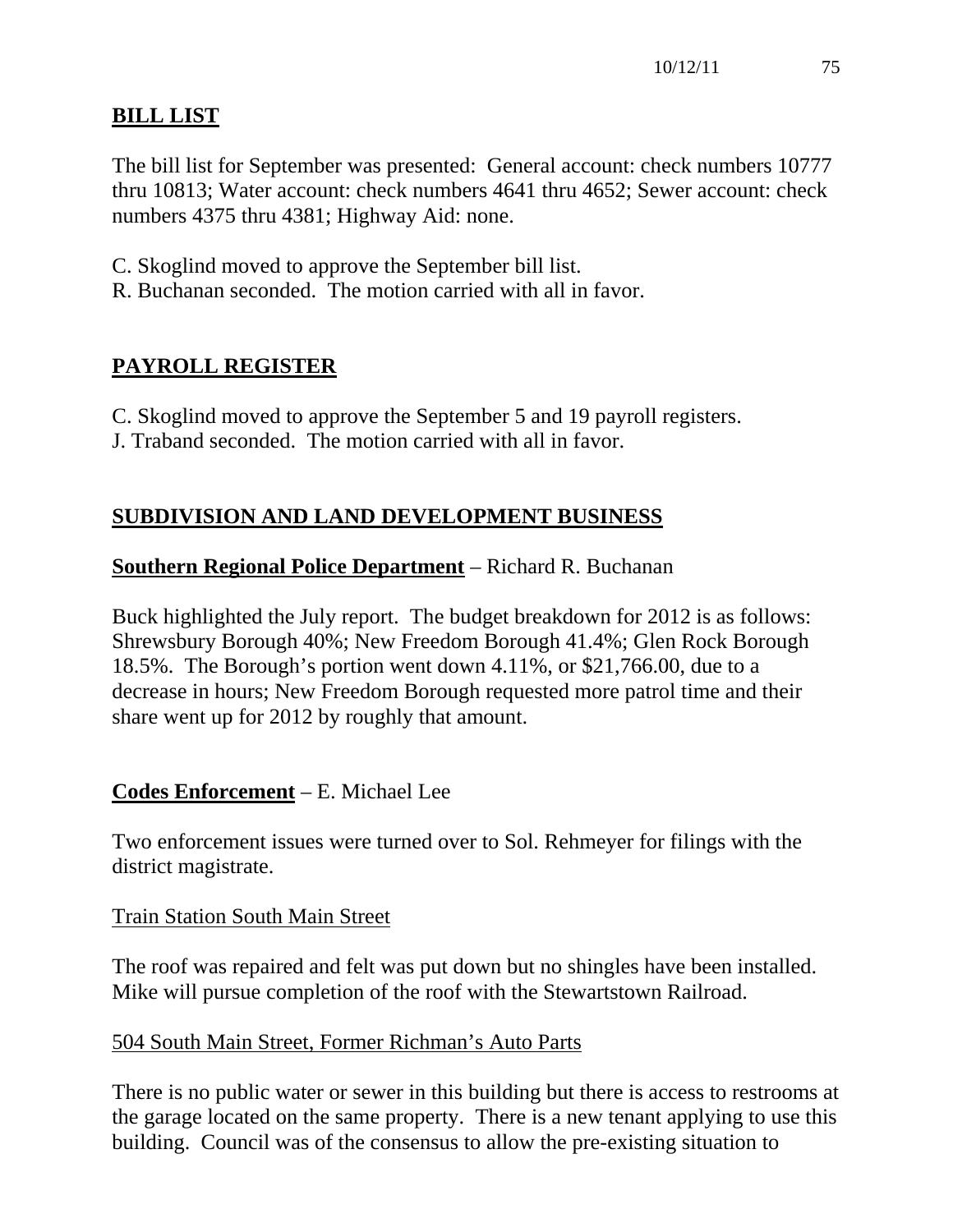## BILL LIST

The bill list for September was presented: General account: check numbers 10777 thru 10813; Water account: check numbers 4641 thru 4652; Sewer account: check numbers 4375 thru 4381; Highway Aid: none.

C. Skoglind moved to approve the September bill list.
R. Buchanan seconded. The motion carried with all in favor.

## PAYROLL REGISTER

C. Skoglind moved to approve the September 5 and 19 payroll registers.
J. Traband seconded. The motion carried with all in favor.

## SUBDIVISION AND LAND DEVELOPMENT BUSINESS

**Southern Regional Police Department** – Richard R. Buchanan

Buck highlighted the July report. The budget breakdown for 2012 is as follows: Shrewsbury Borough 40%; New Freedom Borough 41.4%; Glen Rock Borough 18.5%. The Borough's portion went down 4.11%, or $21,766.00, due to a decrease in hours; New Freedom Borough requested more patrol time and their share went up for 2012 by roughly that amount.

**Codes Enforcement** – E. Michael Lee

Two enforcement issues were turned over to Sol. Rehmeyer for filings with the district magistrate.

Train Station South Main Street

The roof was repaired and felt was put down but no shingles have been installed. Mike will pursue completion of the roof with the Stewartstown Railroad.

504 South Main Street, Former Richman's Auto Parts

There is no public water or sewer in this building but there is access to restrooms at the garage located on the same property. There is a new tenant applying to use this building. Council was of the consensus to allow the pre-existing situation to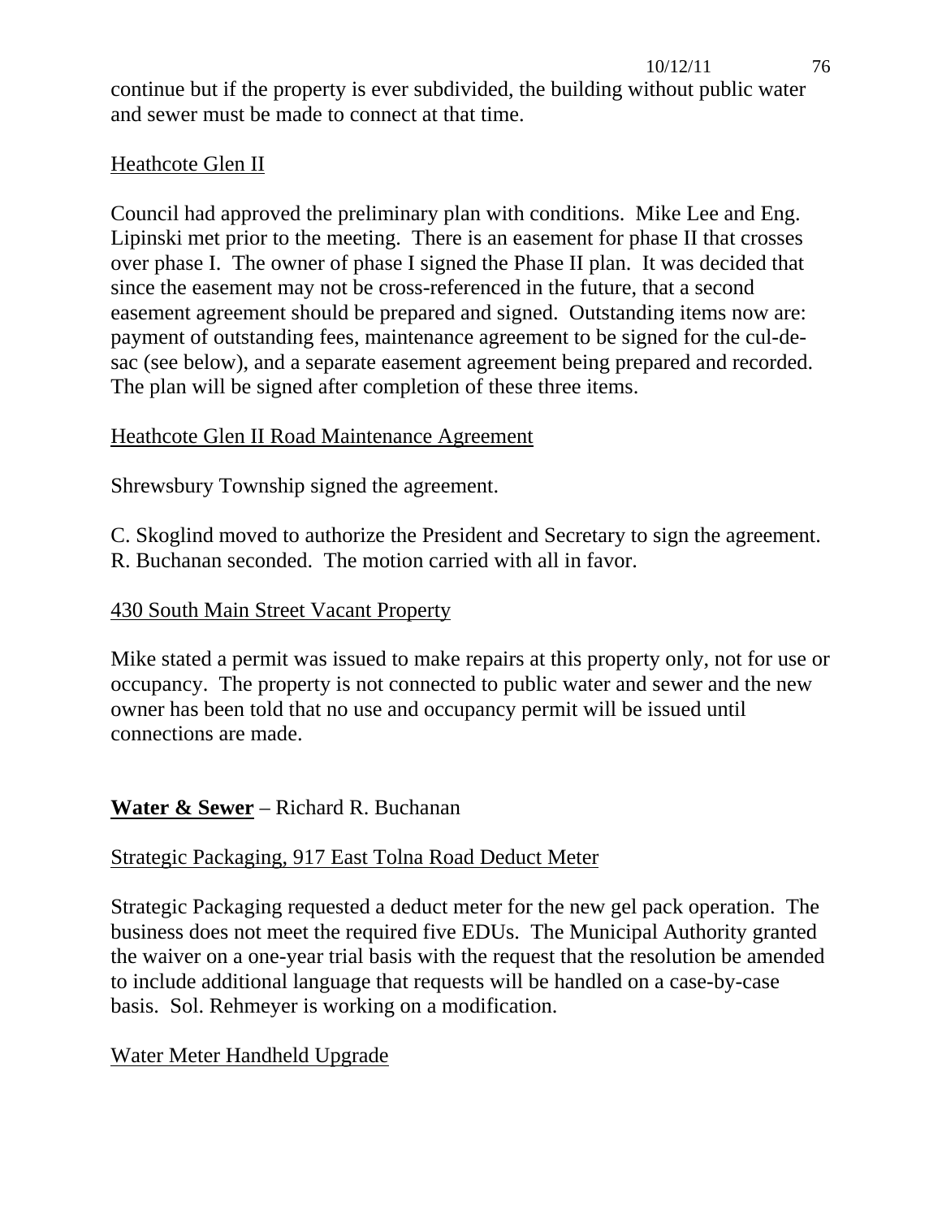continue but if the property is ever subdivided, the building without public water and sewer must be made to connect at that time.

Heathcote Glen II

Council had approved the preliminary plan with conditions. Mike Lee and Eng. Lipinski met prior to the meeting. There is an easement for phase II that crosses over phase I. The owner of phase I signed the Phase II plan. It was decided that since the easement may not be cross-referenced in the future, that a second easement agreement should be prepared and signed. Outstanding items now are: payment of outstanding fees, maintenance agreement to be signed for the cul-de-sac (see below), and a separate easement agreement being prepared and recorded. The plan will be signed after completion of these three items.

Heathcote Glen II Road Maintenance Agreement

Shrewsbury Township signed the agreement.

C. Skoglind moved to authorize the President and Secretary to sign the agreement. R. Buchanan seconded. The motion carried with all in favor.

430 South Main Street Vacant Property

Mike stated a permit was issued to make repairs at this property only, not for use or occupancy. The property is not connected to public water and sewer and the new owner has been told that no use and occupancy permit will be issued until connections are made.

**Water & Sewer** – Richard R. Buchanan

Strategic Packaging, 917 East Tolna Road Deduct Meter

Strategic Packaging requested a deduct meter for the new gel pack operation. The business does not meet the required five EDUs. The Municipal Authority granted the waiver on a one-year trial basis with the request that the resolution be amended to include additional language that requests will be handled on a case-by-case basis. Sol. Rehmeyer is working on a modification.

Water Meter Handheld Upgrade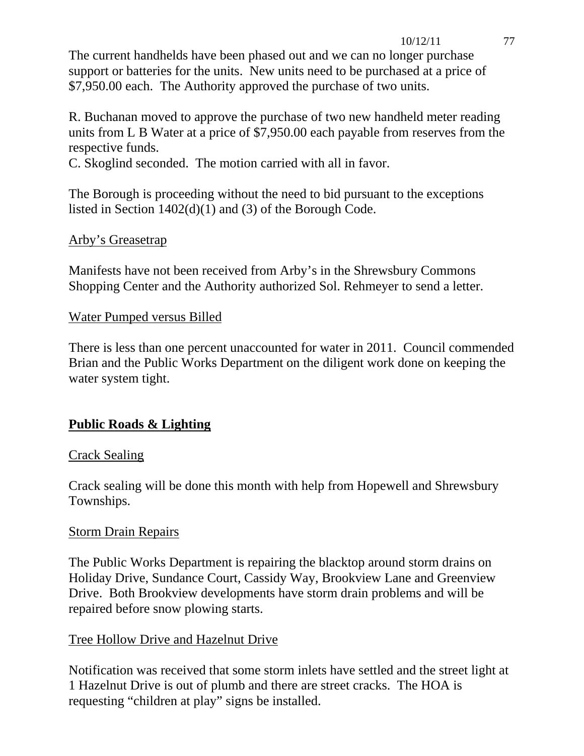The current handhelds have been phased out and we can no longer purchase support or batteries for the units. New units need to be purchased at a price of $7,950.00 each. The Authority approved the purchase of two units.

R. Buchanan moved to approve the purchase of two new handheld meter reading units from L B Water at a price of $7,950.00 each payable from reserves from the respective funds.
C. Skoglind seconded. The motion carried with all in favor.

The Borough is proceeding without the need to bid pursuant to the exceptions listed in Section 1402(d)(1) and (3) of the Borough Code.

<u>Arby's Greasetrap</u>

Manifests have not been received from Arby's in the Shrewsbury Commons Shopping Center and the Authority authorized Sol. Rehmeyer to send a letter.

<u>Water Pumped versus Billed</u>

There is less than one percent unaccounted for water in 2011. Council commended Brian and the Public Works Department on the diligent work done on keeping the water system tight.

## **Public Roads & Lighting**

<u>Crack Sealing</u>

Crack sealing will be done this month with help from Hopewell and Shrewsbury Townships.

<u>Storm Drain Repairs</u>

The Public Works Department is repairing the blacktop around storm drains on Holiday Drive, Sundance Court, Cassidy Way, Brookview Lane and Greenview Drive. Both Brookview developments have storm drain problems and will be repaired before snow plowing starts.

<u>Tree Hollow Drive and Hazelnut Drive</u>

Notification was received that some storm inlets have settled and the street light at 1 Hazelnut Drive is out of plumb and there are street cracks. The HOA is requesting "children at play" signs be installed.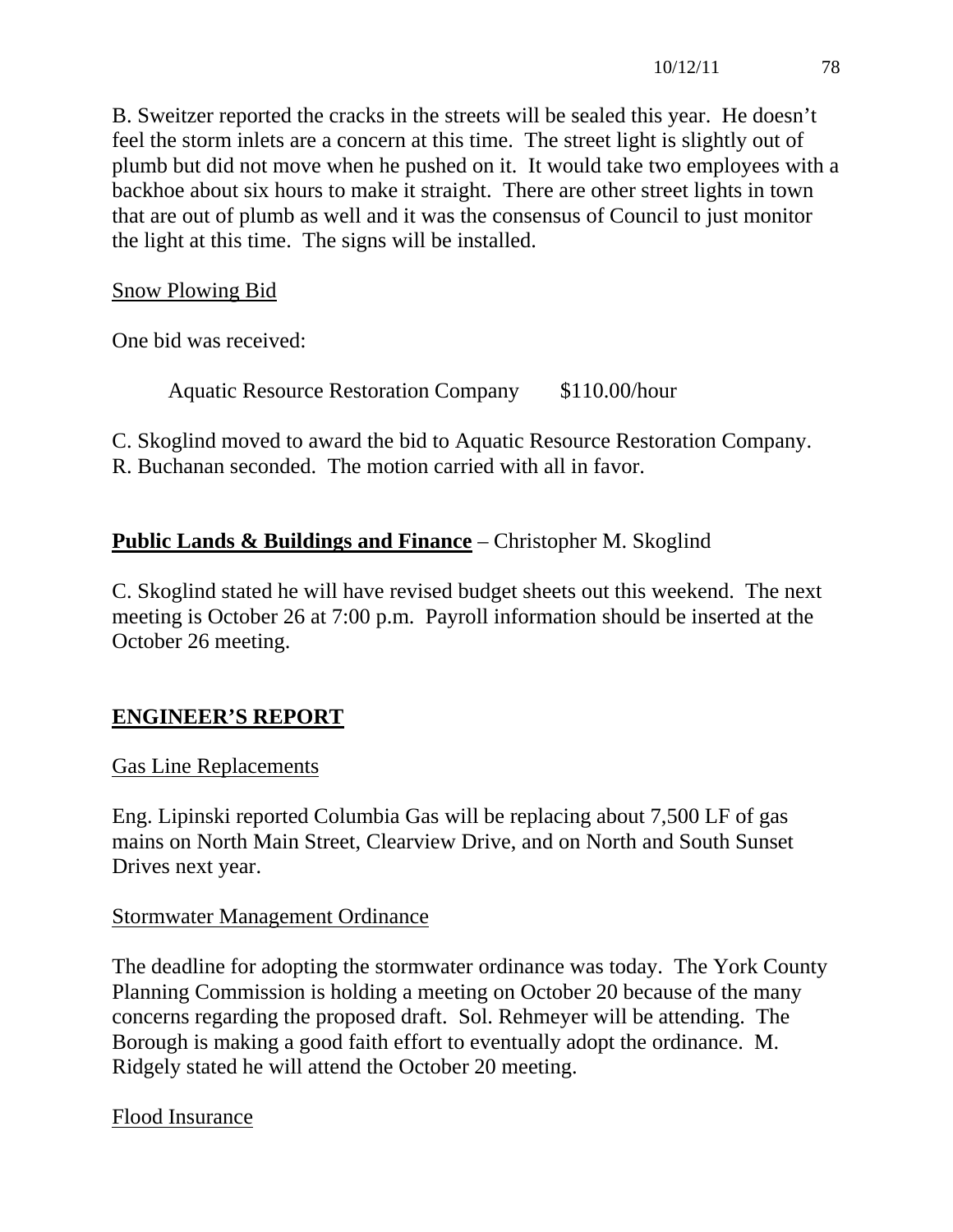B. Sweitzer reported the cracks in the streets will be sealed this year. He doesn't feel the storm inlets are a concern at this time. The street light is slightly out of plumb but did not move when he pushed on it. It would take two employees with a backhoe about six hours to make it straight. There are other street lights in town that are out of plumb as well and it was the consensus of Council to just monitor the light at this time. The signs will be installed.

Snow Plowing Bid

One bid was received:

Aquatic Resource Restoration Company $110.00/hour

C. Skoglind moved to award the bid to Aquatic Resource Restoration Company. R. Buchanan seconded. The motion carried with all in favor.

**Public Lands & Buildings and Finance** – Christopher M. Skoglind

C. Skoglind stated he will have revised budget sheets out this weekend. The next meeting is October 26 at 7:00 p.m. Payroll information should be inserted at the October 26 meeting.

## ENGINEER'S REPORT

Gas Line Replacements

Eng. Lipinski reported Columbia Gas will be replacing about 7,500 LF of gas mains on North Main Street, Clearview Drive, and on North and South Sunset Drives next year.

Stormwater Management Ordinance

The deadline for adopting the stormwater ordinance was today. The York County Planning Commission is holding a meeting on October 20 because of the many concerns regarding the proposed draft. Sol. Rehmeyer will be attending. The Borough is making a good faith effort to eventually adopt the ordinance. M. Ridgely stated he will attend the October 20 meeting.

Flood Insurance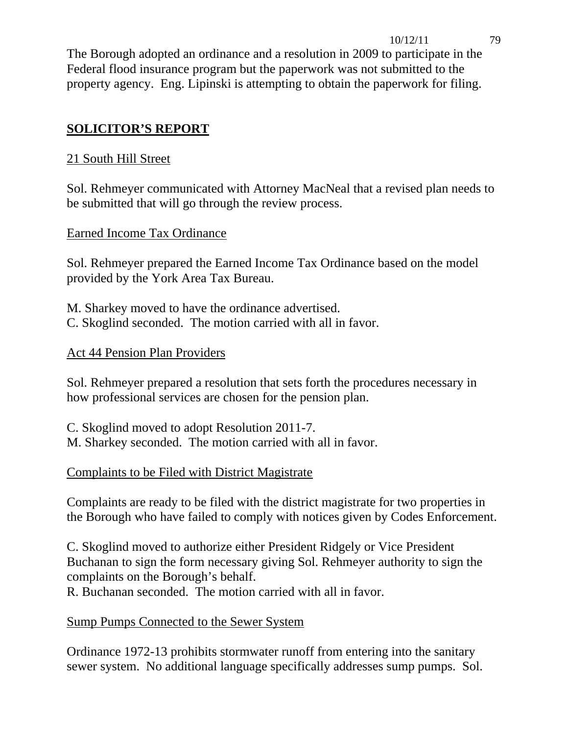The Borough adopted an ordinance and a resolution in 2009 to participate in the Federal flood insurance program but the paperwork was not submitted to the property agency. Eng. Lipinski is attempting to obtain the paperwork for filing.

## SOLICITOR'S REPORT

21 South Hill Street

Sol. Rehmeyer communicated with Attorney MacNeal that a revised plan needs to be submitted that will go through the review process.

Earned Income Tax Ordinance

Sol. Rehmeyer prepared the Earned Income Tax Ordinance based on the model provided by the York Area Tax Bureau.

M. Sharkey moved to have the ordinance advertised.
C. Skoglind seconded. The motion carried with all in favor.

Act 44 Pension Plan Providers

Sol. Rehmeyer prepared a resolution that sets forth the procedures necessary in how professional services are chosen for the pension plan.

C. Skoglind moved to adopt Resolution 2011-7.
M. Sharkey seconded. The motion carried with all in favor.

Complaints to be Filed with District Magistrate

Complaints are ready to be filed with the district magistrate for two properties in the Borough who have failed to comply with notices given by Codes Enforcement.

C. Skoglind moved to authorize either President Ridgely or Vice President Buchanan to sign the form necessary giving Sol. Rehmeyer authority to sign the complaints on the Borough's behalf.
R. Buchanan seconded. The motion carried with all in favor.

Sump Pumps Connected to the Sewer System

Ordinance 1972-13 prohibits stormwater runoff from entering into the sanitary sewer system. No additional language specifically addresses sump pumps. Sol.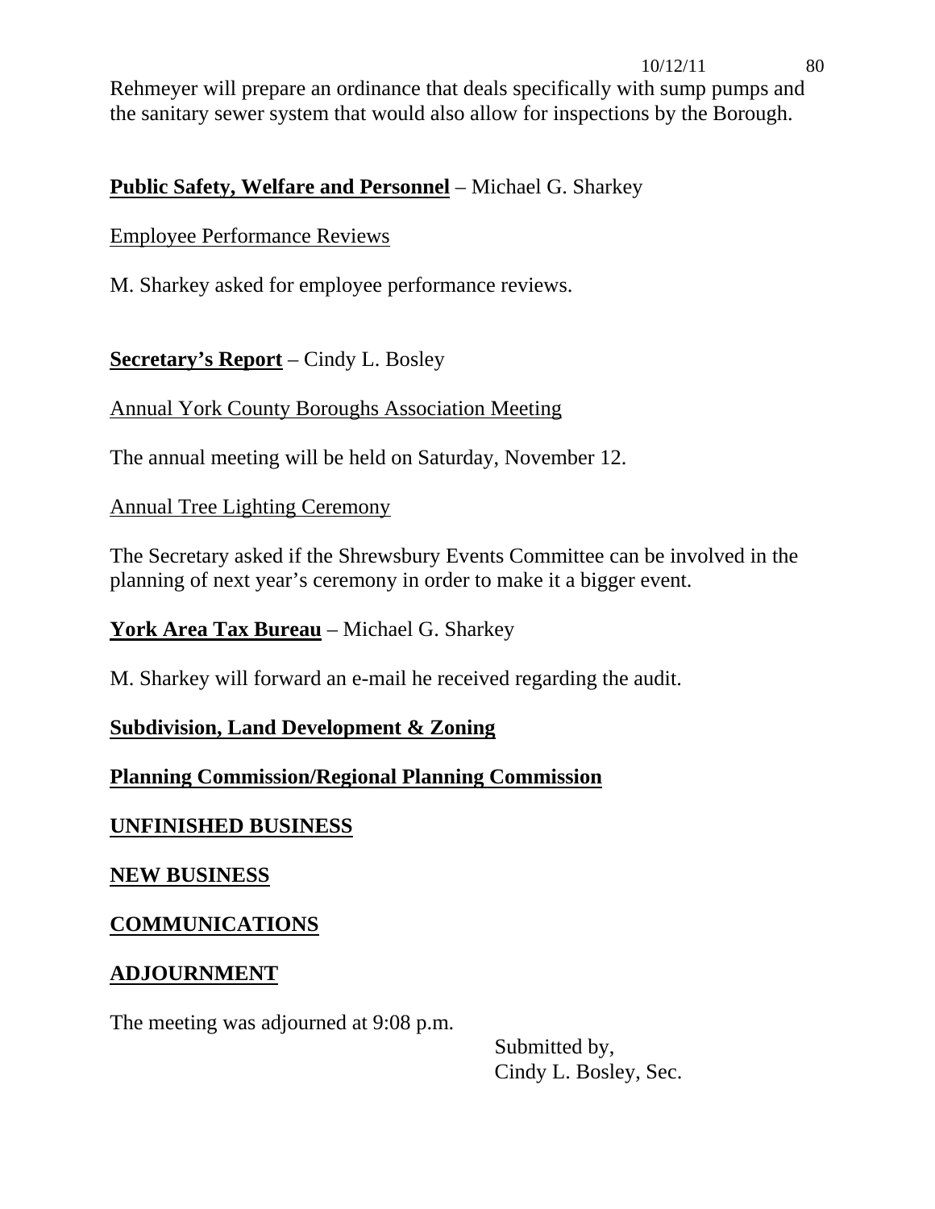Rehmeyer will prepare an ordinance that deals specifically with sump pumps and the sanitary sewer system that would also allow for inspections by the Borough.

**Public Safety, Welfare and Personnel** – Michael G. Sharkey

Employee Performance Reviews

M. Sharkey asked for employee performance reviews.

**Secretary's Report** – Cindy L. Bosley

Annual York County Boroughs Association Meeting

The annual meeting will be held on Saturday, November 12.

Annual Tree Lighting Ceremony

The Secretary asked if the Shrewsbury Events Committee can be involved in the planning of next year's ceremony in order to make it a bigger event.

**York Area Tax Bureau** – Michael G. Sharkey

M. Sharkey will forward an e-mail he received regarding the audit.

**Subdivision, Land Development & Zoning**

**Planning Commission/Regional Planning Commission**

**UNFINISHED BUSINESS**

**NEW BUSINESS**

**COMMUNICATIONS**

**ADJOURNMENT**

The meeting was adjourned at 9:08 p.m.

Submitted by,
Cindy L. Bosley, Sec.